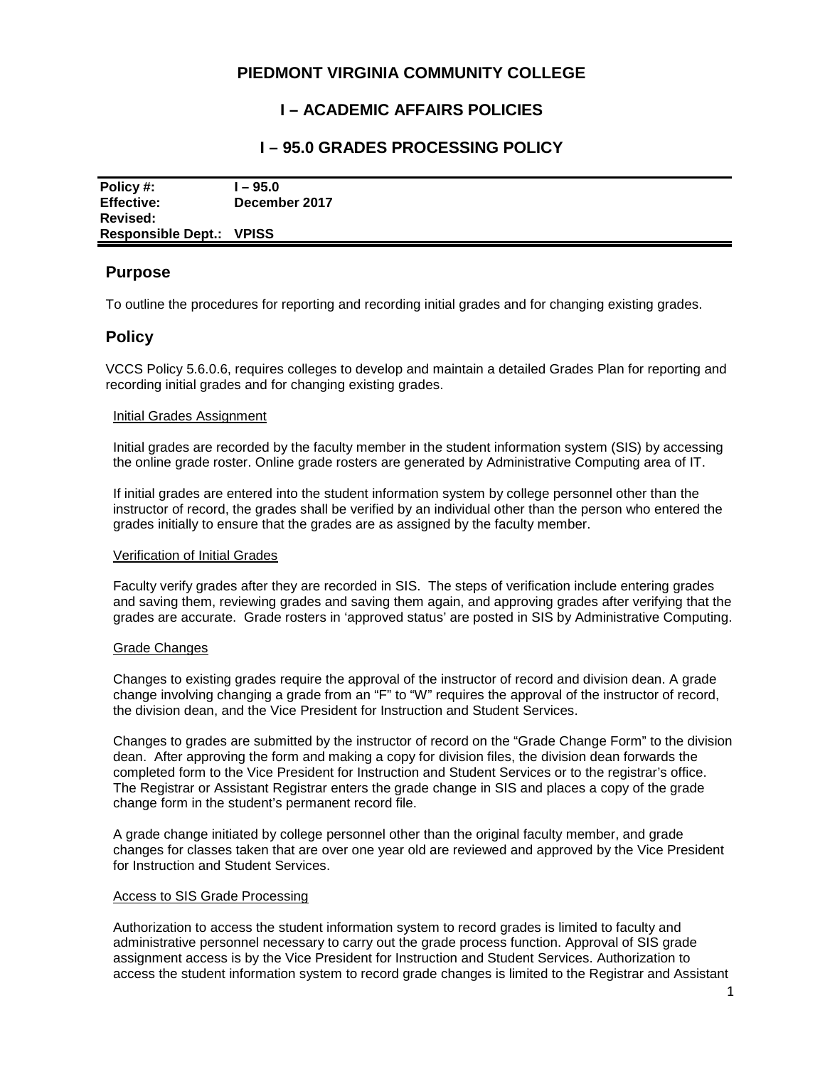# PIEDMONT VIRGINIA COMMUNITY COLLEGE

## I – ACADEMIC AFFAIRS POLICIES

## I – 95.0 GRADES PROCESSING POLICY

| | |
|---|---|
| **Policy #:** | **I – 95.0** |
| **Effective:** | **December 2017** |
| **Revised:** | |
| **Responsible Dept.:** | **VPISS** |

## Purpose

To outline the procedures for reporting and recording initial grades and for changing existing grades.

## Policy

VCCS Policy 5.6.0.6, requires colleges to develop and maintain a detailed Grades Plan for reporting and recording initial grades and for changing existing grades.

Initial Grades Assignment

Initial grades are recorded by the faculty member in the student information system (SIS) by accessing the online grade roster. Online grade rosters are generated by Administrative Computing area of IT.

If initial grades are entered into the student information system by college personnel other than the instructor of record, the grades shall be verified by an individual other than the person who entered the grades initially to ensure that the grades are as assigned by the faculty member.

Verification of Initial Grades

Faculty verify grades after they are recorded in SIS. The steps of verification include entering grades and saving them, reviewing grades and saving them again, and approving grades after verifying that the grades are accurate. Grade rosters in 'approved status' are posted in SIS by Administrative Computing.

Grade Changes

Changes to existing grades require the approval of the instructor of record and division dean. A grade change involving changing a grade from an "F" to "W" requires the approval of the instructor of record, the division dean, and the Vice President for Instruction and Student Services.

Changes to grades are submitted by the instructor of record on the "Grade Change Form" to the division dean. After approving the form and making a copy for division files, the division dean forwards the completed form to the Vice President for Instruction and Student Services or to the registrar's office. The Registrar or Assistant Registrar enters the grade change in SIS and places a copy of the grade change form in the student's permanent record file.

A grade change initiated by college personnel other than the original faculty member, and grade changes for classes taken that are over one year old are reviewed and approved by the Vice President for Instruction and Student Services.

Access to SIS Grade Processing

Authorization to access the student information system to record grades is limited to faculty and administrative personnel necessary to carry out the grade process function. Approval of SIS grade assignment access is by the Vice President for Instruction and Student Services. Authorization to access the student information system to record grade changes is limited to the Registrar and Assistant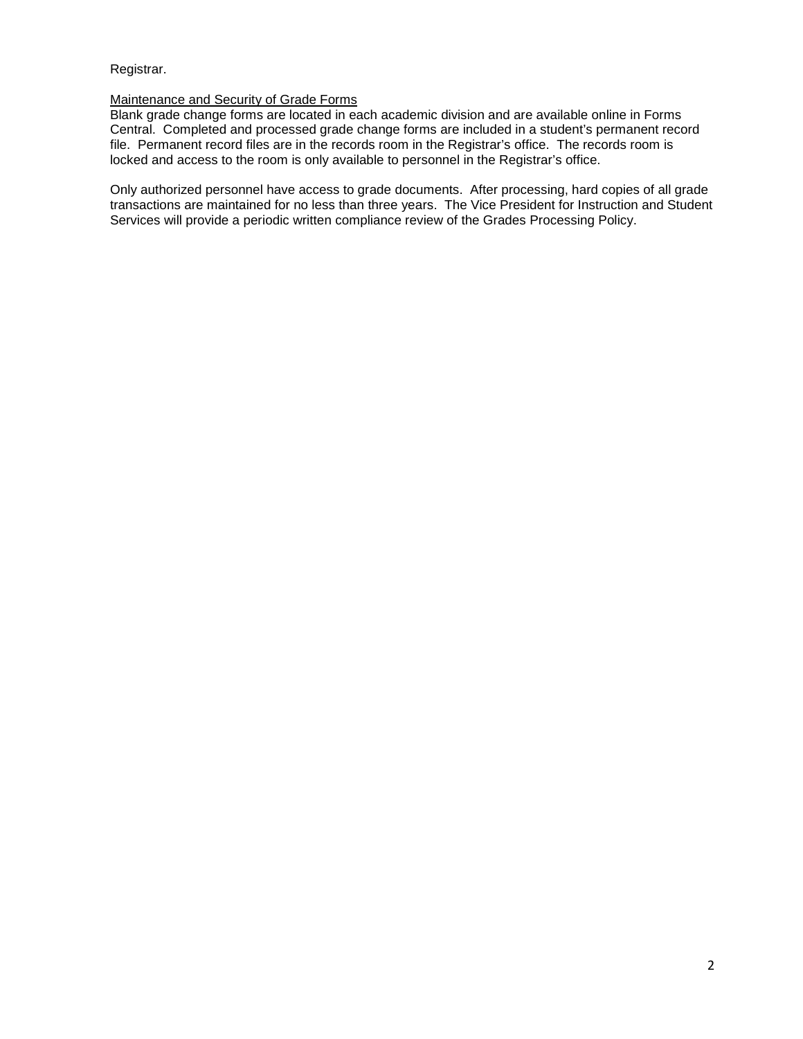Registrar.

<u>Maintenance and Security of Grade Forms</u>
Blank grade change forms are located in each academic division and are available online in Forms Central. Completed and processed grade change forms are included in a student's permanent record file. Permanent record files are in the records room in the Registrar's office. The records room is locked and access to the room is only available to personnel in the Registrar's office.

Only authorized personnel have access to grade documents. After processing, hard copies of all grade transactions are maintained for no less than three years. The Vice President for Instruction and Student Services will provide a periodic written compliance review of the Grades Processing Policy.